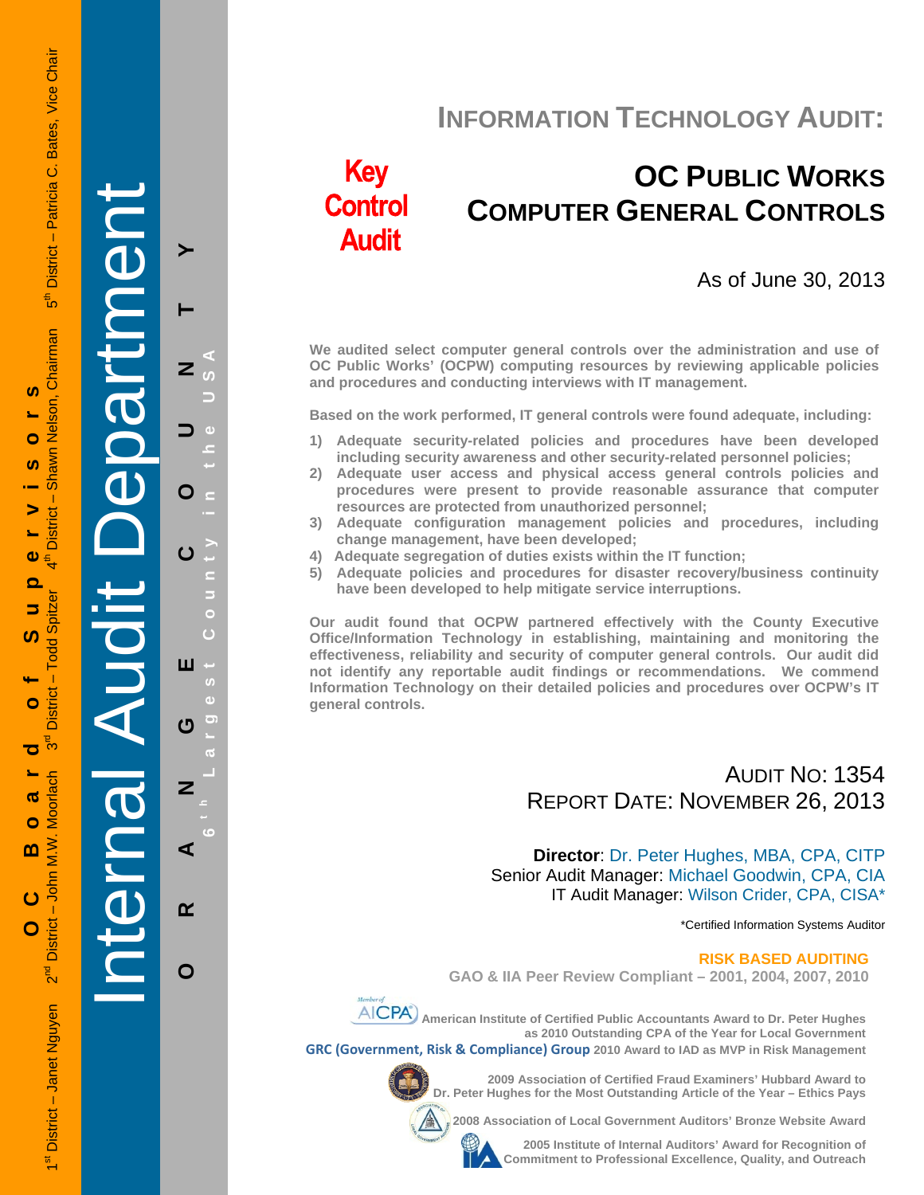OC Board of Supervisors

1st District – Janet Nguyen  2nd District – John M.W. Moorlach  3rd District – Todd Spitzer  4th District – Shawn Nelson, Chairman  5th District – Patricia C. Bates, Vice Chair

Internal Audit Department

ORANGE COUNTY

6th Largest County in the USA

# INFORMATION TECHNOLOGY AUDIT:

**Key Control Audit**

## OC PUBLIC WORKS COMPUTER GENERAL CONTROLS

As of June 30, 2013

**We audited select computer general controls over the administration and use of OC Public Works' (OCPW) computing resources by reviewing applicable policies and procedures and conducting interviews with IT management.**

**Based on the work performed, IT general controls were found adequate, including:**

1) **Adequate security-related policies and procedures have been developed including security awareness and other security-related personnel policies;**
2) **Adequate user access and physical access general controls policies and procedures were present to provide reasonable assurance that computer resources are protected from unauthorized personnel;**
3) **Adequate configuration management policies and procedures, including change management, have been developed;**
4) **Adequate segregation of duties exists within the IT function;**
5) **Adequate policies and procedures for disaster recovery/business continuity have been developed to help mitigate service interruptions.**

**Our audit found that OCPW partnered effectively with the County Executive Office/Information Technology in establishing, maintaining and monitoring the effectiveness, reliability and security of computer general controls. Our audit did not identify any reportable audit findings or recommendations. We commend Information Technology on their detailed policies and procedures over OCPW's IT general controls.**

AUDIT NO: 1354
REPORT DATE: NOVEMBER 26, 2013

**Director**: Dr. Peter Hughes, MBA, CPA, CITP
Senior Audit Manager: Michael Goodwin, CPA, CIA
IT Audit Manager: Wilson Crider, CPA, CISA*

*Certified Information Systems Auditor

**RISK BASED AUDITING**

**GAO & IIA Peer Review Compliant – 2001, 2004, 2007, 2010**

Member of AICPA **American Institute of Certified Public Accountants Award to Dr. Peter Hughes as 2010 Outstanding CPA of the Year for Local Government**

**GRC (Government, Risk & Compliance) Group 2010 Award to IAD as MVP in Risk Management**

**2009 Association of Certified Fraud Examiners' Hubbard Award to Dr. Peter Hughes for the Most Outstanding Article of the Year – Ethics Pays**

**2008 Association of Local Government Auditors' Bronze Website Award**

**2005 Institute of Internal Auditors' Award for Recognition of Commitment to Professional Excellence, Quality, and Outreach**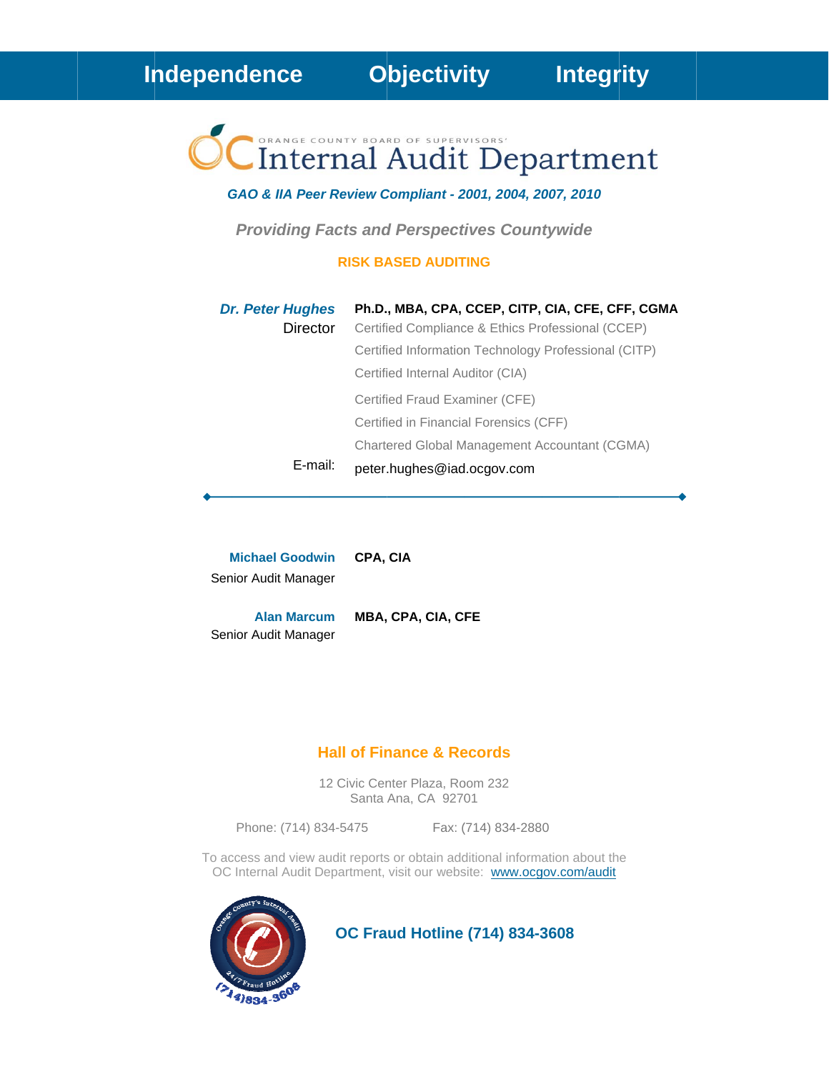**Independence   Objectivity   Integrity**

# ORANGE COUNTY BOARD OF SUPERVISORS' Internal Audit Department

***GAO & IIA Peer Review Compliant - 2001, 2004, 2007, 2010***

***Providing Facts and Perspectives Countywide***

**RISK BASED AUDITING**

***Dr. Peter Hughes*** — **Ph.D., MBA, CPA, CCEP, CITP, CIA, CFE, CFF, CGMA**
Director

Certified Compliance & Ethics Professional (CCEP)
Certified Information Technology Professional (CITP)
Certified Internal Auditor (CIA)
Certified Fraud Examiner (CFE)
Certified in Financial Forensics (CFF)
Chartered Global Management Accountant (CGMA)

E-mail: peter.hughes@iad.ocgov.com

---

**Michael Goodwin** — **CPA, CIA**
Senior Audit Manager

**Alan Marcum** — **MBA, CPA, CIA, CFE**
Senior Audit Manager

## Hall of Finance & Records

12 Civic Center Plaza, Room 232
Santa Ana, CA 92701

Phone: (714) 834-5475   Fax: (714) 834-2880

To access and view audit reports or obtain additional information about the OC Internal Audit Department, visit our website: www.ocgov.com/audit

**OC Fraud Hotline (714) 834-3608**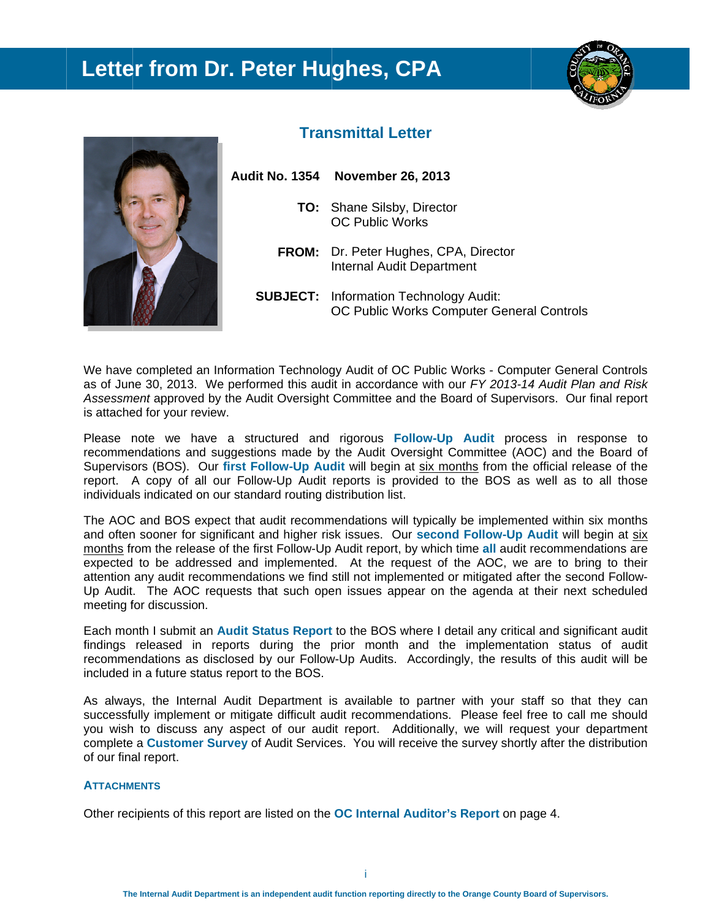# Letter from Dr. Peter Hughes, CPA

## Transmittal Letter

**Audit No. 1354** **November 26, 2013**

**TO:** Shane Silsby, Director
OC Public Works

**FROM:** Dr. Peter Hughes, CPA, Director
Internal Audit Department

**SUBJECT:** Information Technology Audit:
OC Public Works Computer General Controls

We have completed an Information Technology Audit of OC Public Works - Computer General Controls as of June 30, 2013. We performed this audit in accordance with our *FY 2013-14 Audit Plan and Risk Assessment* approved by the Audit Oversight Committee and the Board of Supervisors. Our final report is attached for your review.

Please note we have a structured and rigorous **Follow-Up Audit** process in response to recommendations and suggestions made by the Audit Oversight Committee (AOC) and the Board of Supervisors (BOS). Our **first Follow-Up Audit** will begin at six months from the official release of the report. A copy of all our Follow-Up Audit reports is provided to the BOS as well as to all those individuals indicated on our standard routing distribution list.

The AOC and BOS expect that audit recommendations will typically be implemented within six months and often sooner for significant and higher risk issues. Our **second Follow-Up Audit** will begin at six months from the release of the first Follow-Up Audit report, by which time **all** audit recommendations are expected to be addressed and implemented. At the request of the AOC, we are to bring to their attention any audit recommendations we find still not implemented or mitigated after the second Follow-Up Audit. The AOC requests that such open issues appear on the agenda at their next scheduled meeting for discussion.

Each month I submit an **Audit Status Report** to the BOS where I detail any critical and significant audit findings released in reports during the prior month and the implementation status of audit recommendations as disclosed by our Follow-Up Audits. Accordingly, the results of this audit will be included in a future status report to the BOS.

As always, the Internal Audit Department is available to partner with your staff so that they can successfully implement or mitigate difficult audit recommendations. Please feel free to call me should you wish to discuss any aspect of our audit report. Additionally, we will request your department complete a **Customer Survey** of Audit Services. You will receive the survey shortly after the distribution of our final report.

**ATTACHMENTS**

Other recipients of this report are listed on the **OC Internal Auditor's Report** on page 4.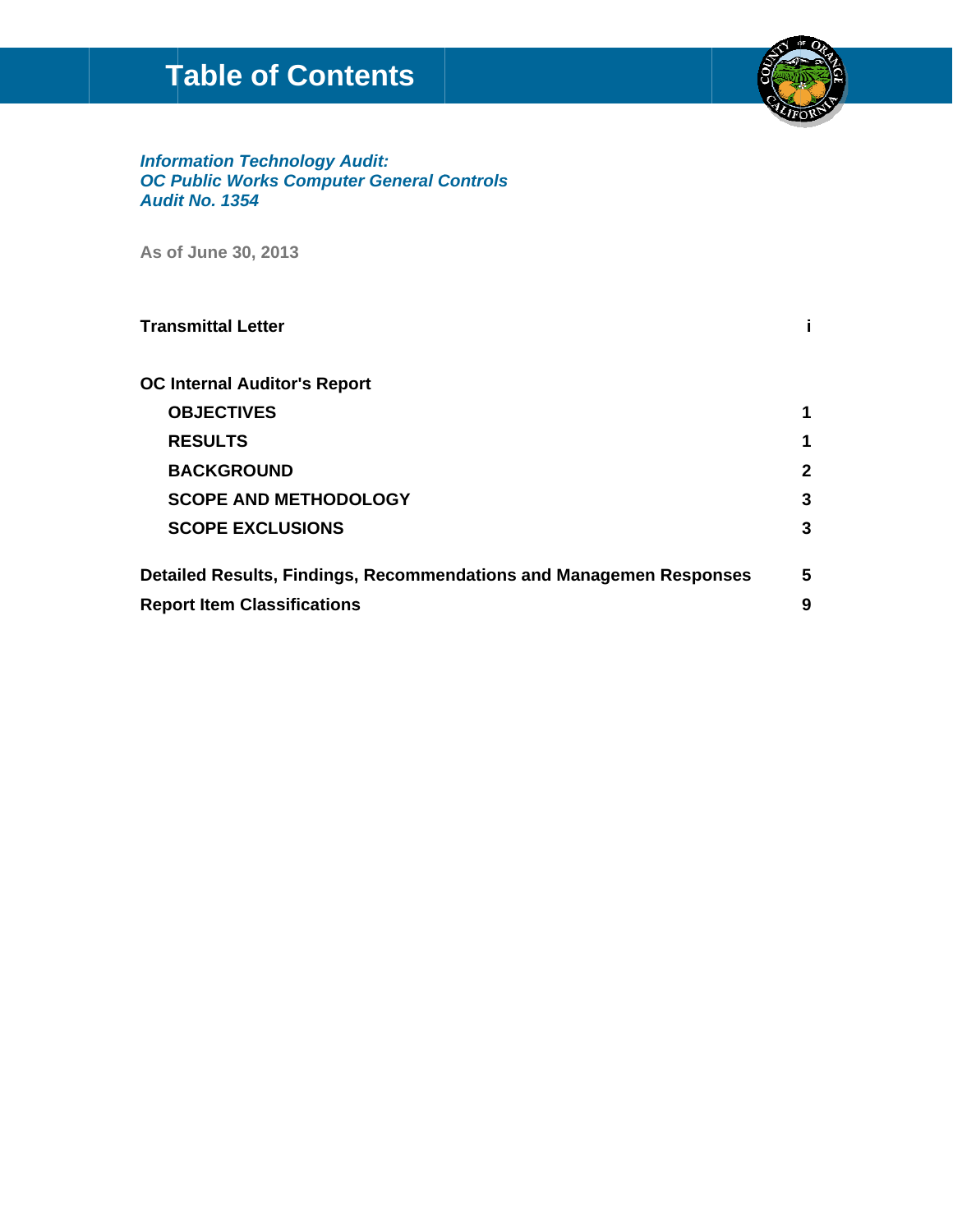# Table of Contents

***Information Technology Audit:***
***OC Public Works Computer General Controls***
***Audit No. 1354***

**As of June 30, 2013**

| | |
|---|---|
| **Transmittal Letter** | **i** |
| **OC Internal Auditor's Report** | |
| **OBJECTIVES** | **1** |
| **RESULTS** | **1** |
| **BACKGROUND** | **2** |
| **SCOPE AND METHODOLOGY** | **3** |
| **SCOPE EXCLUSIONS** | **3** |
| **Detailed Results, Findings, Recommendations and Managemen Responses** | **5** |
| **Report Item Classifications** | **9** |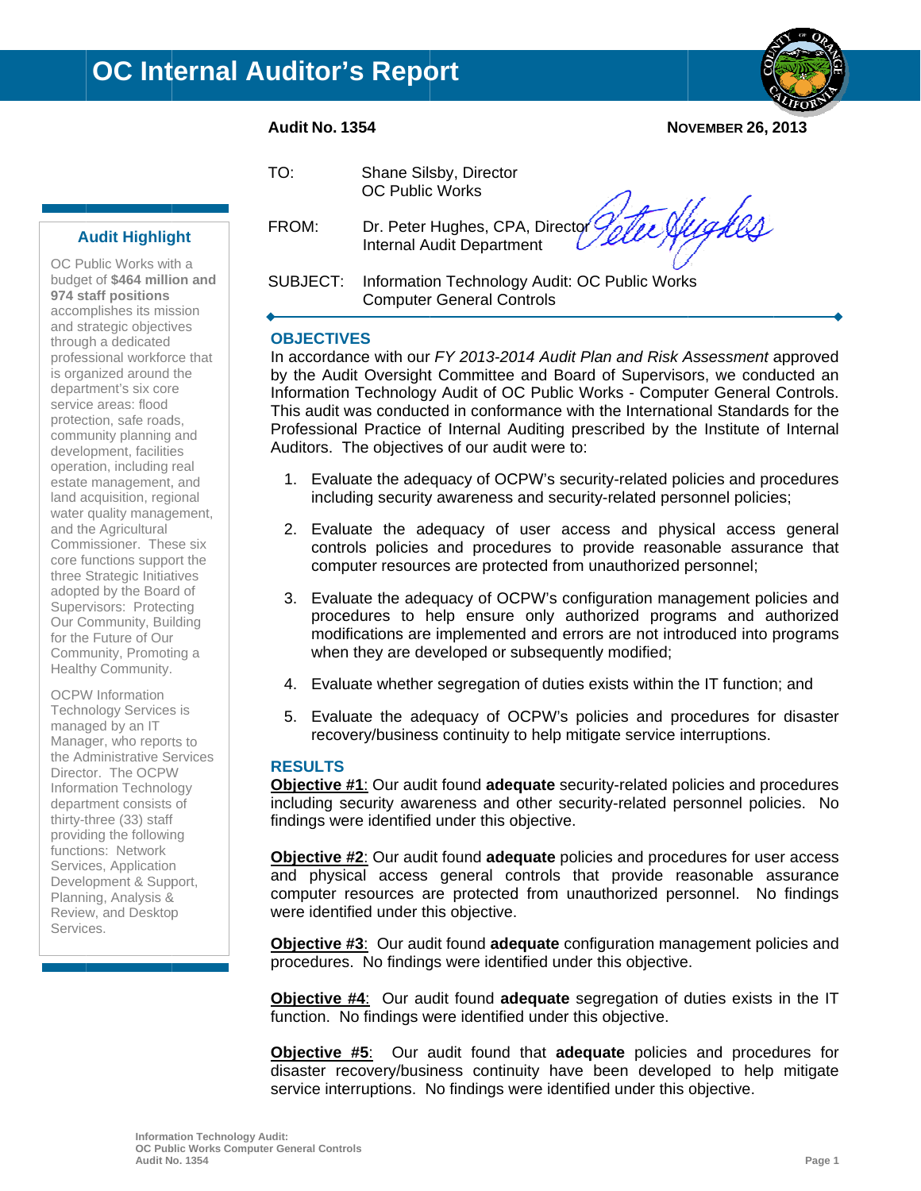# OC Internal Auditor's Report

**Audit No. 1354** **NOVEMBER 26, 2013**

TO: Shane Silsby, Director
OC Public Works

FROM: Dr. Peter Hughes, CPA, Director
Internal Audit Department

SUBJECT: Information Technology Audit: OC Public Works Computer General Controls

## Audit Highlight

OC Public Works with a budget of **$464 million and 974 staff positions** accomplishes its mission and strategic objectives through a dedicated professional workforce that is organized around the department's six core service areas: flood protection, safe roads, community planning and development, facilities operation, including real estate management, and land acquisition, regional water quality management, and the Agricultural Commissioner. These six core functions support the three Strategic Initiatives adopted by the Board of Supervisors: Protecting Our Community, Building for the Future of Our Community, Promoting a Healthy Community.

OCPW Information Technology Services is managed by an IT Manager, who reports to the Administrative Services Director. The OCPW Information Technology department consists of thirty-three (33) staff providing the following functions: Network Services, Application Development & Support, Planning, Analysis & Review, and Desktop Services.

## OBJECTIVES

In accordance with our *FY 2013-2014 Audit Plan and Risk Assessment* approved by the Audit Oversight Committee and Board of Supervisors, we conducted an Information Technology Audit of OC Public Works - Computer General Controls. This audit was conducted in conformance with the International Standards for the Professional Practice of Internal Auditing prescribed by the Institute of Internal Auditors. The objectives of our audit were to:

1. Evaluate the adequacy of OCPW's security-related policies and procedures including security awareness and security-related personnel policies;
2. Evaluate the adequacy of user access and physical access general controls policies and procedures to provide reasonable assurance that computer resources are protected from unauthorized personnel;
3. Evaluate the adequacy of OCPW's configuration management policies and procedures to help ensure only authorized programs and authorized modifications are implemented and errors are not introduced into programs when they are developed or subsequently modified;
4. Evaluate whether segregation of duties exists within the IT function; and
5. Evaluate the adequacy of OCPW's policies and procedures for disaster recovery/business continuity to help mitigate service interruptions.

## RESULTS

**Objective #1**: Our audit found **adequate** security-related policies and procedures including security awareness and other security-related personnel policies. No findings were identified under this objective.

**Objective #2**: Our audit found **adequate** policies and procedures for user access and physical access general controls that provide reasonable assurance computer resources are protected from unauthorized personnel. No findings were identified under this objective.

**Objective #3**: Our audit found **adequate** configuration management policies and procedures. No findings were identified under this objective.

**Objective #4**: Our audit found **adequate** segregation of duties exists in the IT function. No findings were identified under this objective.

**Objective #5**: Our audit found that **adequate** policies and procedures for disaster recovery/business continuity have been developed to help mitigate service interruptions. No findings were identified under this objective.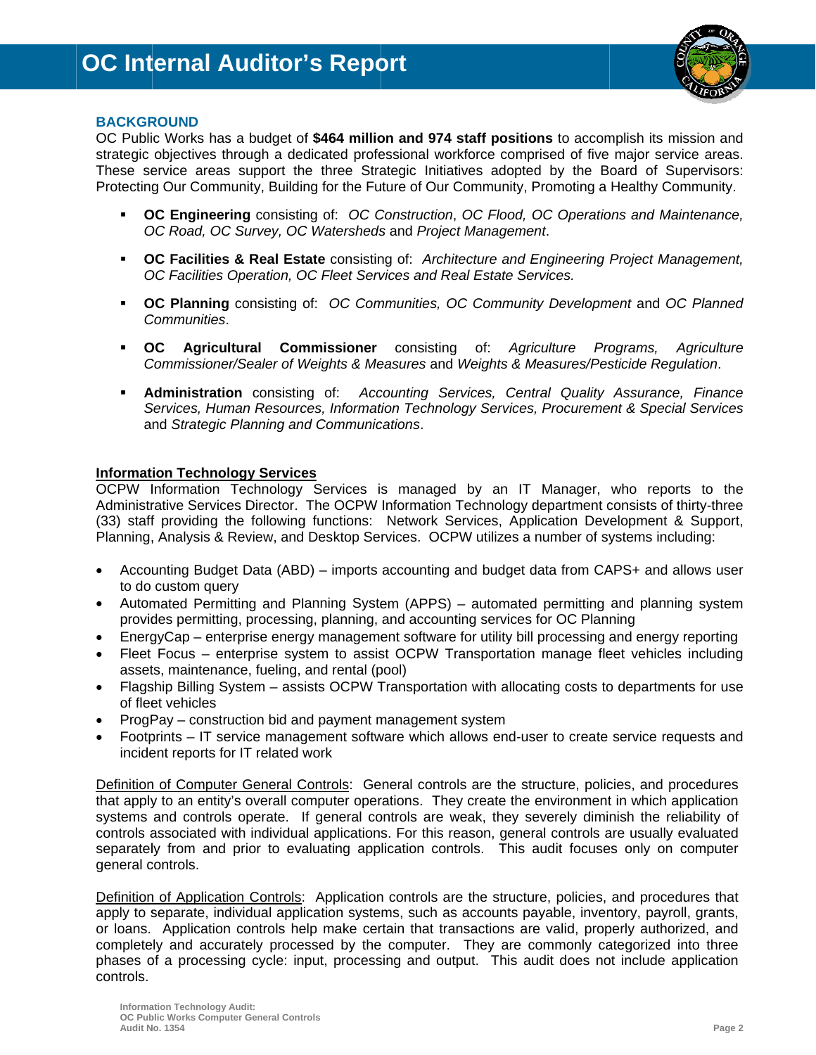## BACKGROUND

OC Public Works has a budget of **$464 million and 974 staff positions** to accomplish its mission and strategic objectives through a dedicated professional workforce comprised of five major service areas. These service areas support the three Strategic Initiatives adopted by the Board of Supervisors: Protecting Our Community, Building for the Future of Our Community, Promoting a Healthy Community.

- **OC Engineering** consisting of: *OC Construction*, *OC Flood, OC Operations and Maintenance, OC Road, OC Survey, OC Watersheds* and *Project Management*.
- **OC Facilities & Real Estate** consisting of: *Architecture and Engineering Project Management, OC Facilities Operation, OC Fleet Services and Real Estate Services.*
- **OC Planning** consisting of: *OC Communities, OC Community Development* and *OC Planned Communities*.
- **OC Agricultural Commissioner** consisting of: *Agriculture Programs, Agriculture Commissioner/Sealer of Weights & Measures* and *Weights & Measures/Pesticide Regulation*.
- **Administration** consisting of: *Accounting Services, Central Quality Assurance, Finance Services, Human Resources, Information Technology Services, Procurement & Special Services* and *Strategic Planning and Communications*.

### Information Technology Services

OCPW Information Technology Services is managed by an IT Manager, who reports to the Administrative Services Director. The OCPW Information Technology department consists of thirty-three (33) staff providing the following functions: Network Services, Application Development & Support, Planning, Analysis & Review, and Desktop Services. OCPW utilizes a number of systems including:

- Accounting Budget Data (ABD) – imports accounting and budget data from CAPS+ and allows user to do custom query
- Automated Permitting and Planning System (APPS) – automated permitting and planning system provides permitting, processing, planning, and accounting services for OC Planning
- EnergyCap – enterprise energy management software for utility bill processing and energy reporting
- Fleet Focus – enterprise system to assist OCPW Transportation manage fleet vehicles including assets, maintenance, fueling, and rental (pool)
- Flagship Billing System – assists OCPW Transportation with allocating costs to departments for use of fleet vehicles
- ProgPay – construction bid and payment management system
- Footprints – IT service management software which allows end-user to create service requests and incident reports for IT related work

Definition of Computer General Controls: General controls are the structure, policies, and procedures that apply to an entity's overall computer operations. They create the environment in which application systems and controls operate. If general controls are weak, they severely diminish the reliability of controls associated with individual applications. For this reason, general controls are usually evaluated separately from and prior to evaluating application controls. This audit focuses only on computer general controls.

Definition of Application Controls: Application controls are the structure, policies, and procedures that apply to separate, individual application systems, such as accounts payable, inventory, payroll, grants, or loans. Application controls help make certain that transactions are valid, properly authorized, and completely and accurately processed by the computer. They are commonly categorized into three phases of a processing cycle: input, processing and output. This audit does not include application controls.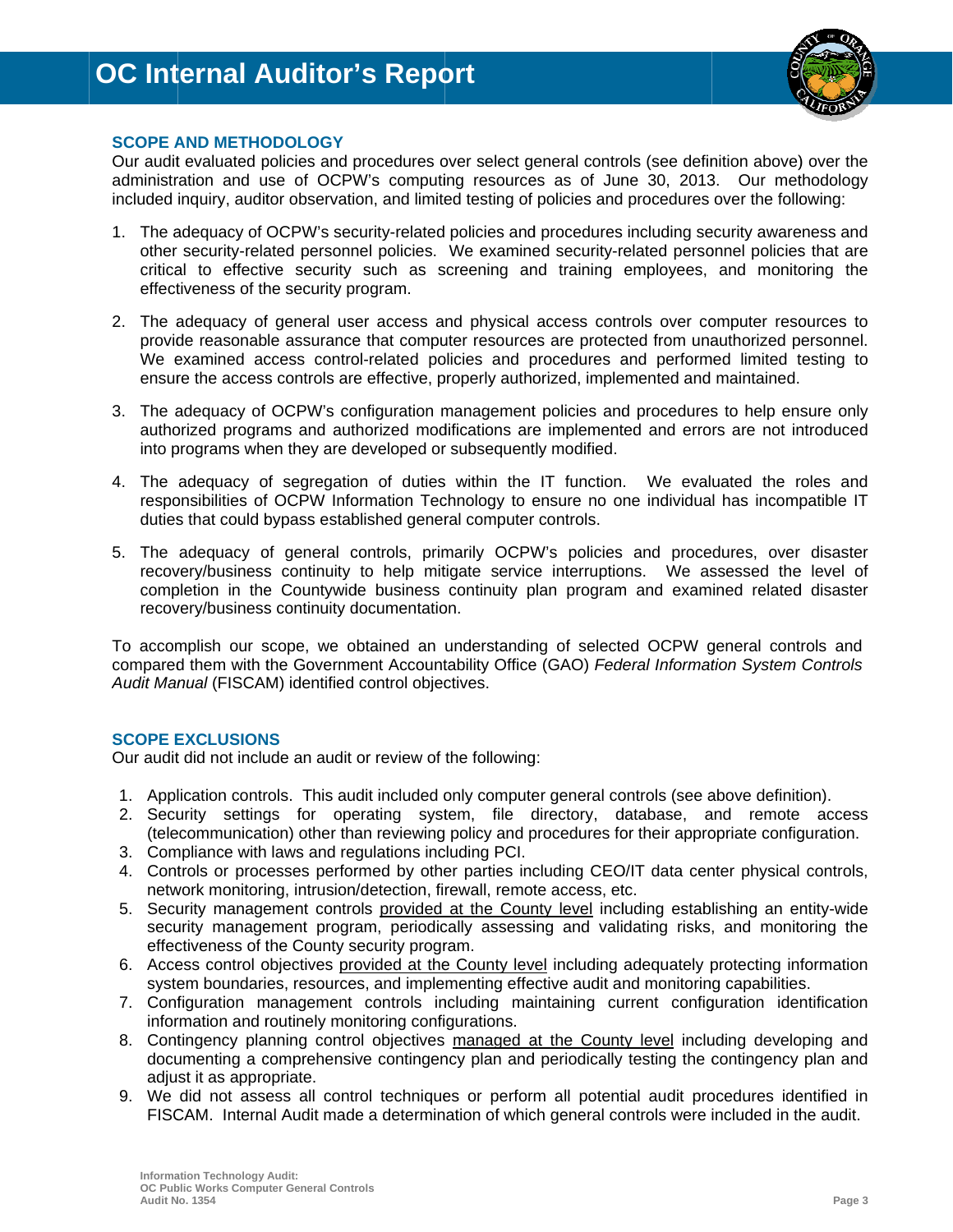## SCOPE AND METHODOLOGY

Our audit evaluated policies and procedures over select general controls (see definition above) over the administration and use of OCPW's computing resources as of June 30, 2013. Our methodology included inquiry, auditor observation, and limited testing of policies and procedures over the following:

1. The adequacy of OCPW's security-related policies and procedures including security awareness and other security-related personnel policies. We examined security-related personnel policies that are critical to effective security such as screening and training employees, and monitoring the effectiveness of the security program.

2. The adequacy of general user access and physical access controls over computer resources to provide reasonable assurance that computer resources are protected from unauthorized personnel. We examined access control-related policies and procedures and performed limited testing to ensure the access controls are effective, properly authorized, implemented and maintained.

3. The adequacy of OCPW's configuration management policies and procedures to help ensure only authorized programs and authorized modifications are implemented and errors are not introduced into programs when they are developed or subsequently modified.

4. The adequacy of segregation of duties within the IT function. We evaluated the roles and responsibilities of OCPW Information Technology to ensure no one individual has incompatible IT duties that could bypass established general computer controls.

5. The adequacy of general controls, primarily OCPW's policies and procedures, over disaster recovery/business continuity to help mitigate service interruptions. We assessed the level of completion in the Countywide business continuity plan program and examined related disaster recovery/business continuity documentation.

To accomplish our scope, we obtained an understanding of selected OCPW general controls and compared them with the Government Accountability Office (GAO) *Federal Information System Controls Audit Manual* (FISCAM) identified control objectives.

## SCOPE EXCLUSIONS

Our audit did not include an audit or review of the following:

1. Application controls. This audit included only computer general controls (see above definition).
2. Security settings for operating system, file directory, database, and remote access (telecommunication) other than reviewing policy and procedures for their appropriate configuration.
3. Compliance with laws and regulations including PCI.
4. Controls or processes performed by other parties including CEO/IT data center physical controls, network monitoring, intrusion/detection, firewall, remote access, etc.
5. Security management controls provided at the County level including establishing an entity-wide security management program, periodically assessing and validating risks, and monitoring the effectiveness of the County security program.
6. Access control objectives provided at the County level including adequately protecting information system boundaries, resources, and implementing effective audit and monitoring capabilities.
7. Configuration management controls including maintaining current configuration identification information and routinely monitoring configurations.
8. Contingency planning control objectives managed at the County level including developing and documenting a comprehensive contingency plan and periodically testing the contingency plan and adjust it as appropriate.
9. We did not assess all control techniques or perform all potential audit procedures identified in FISCAM. Internal Audit made a determination of which general controls were included in the audit.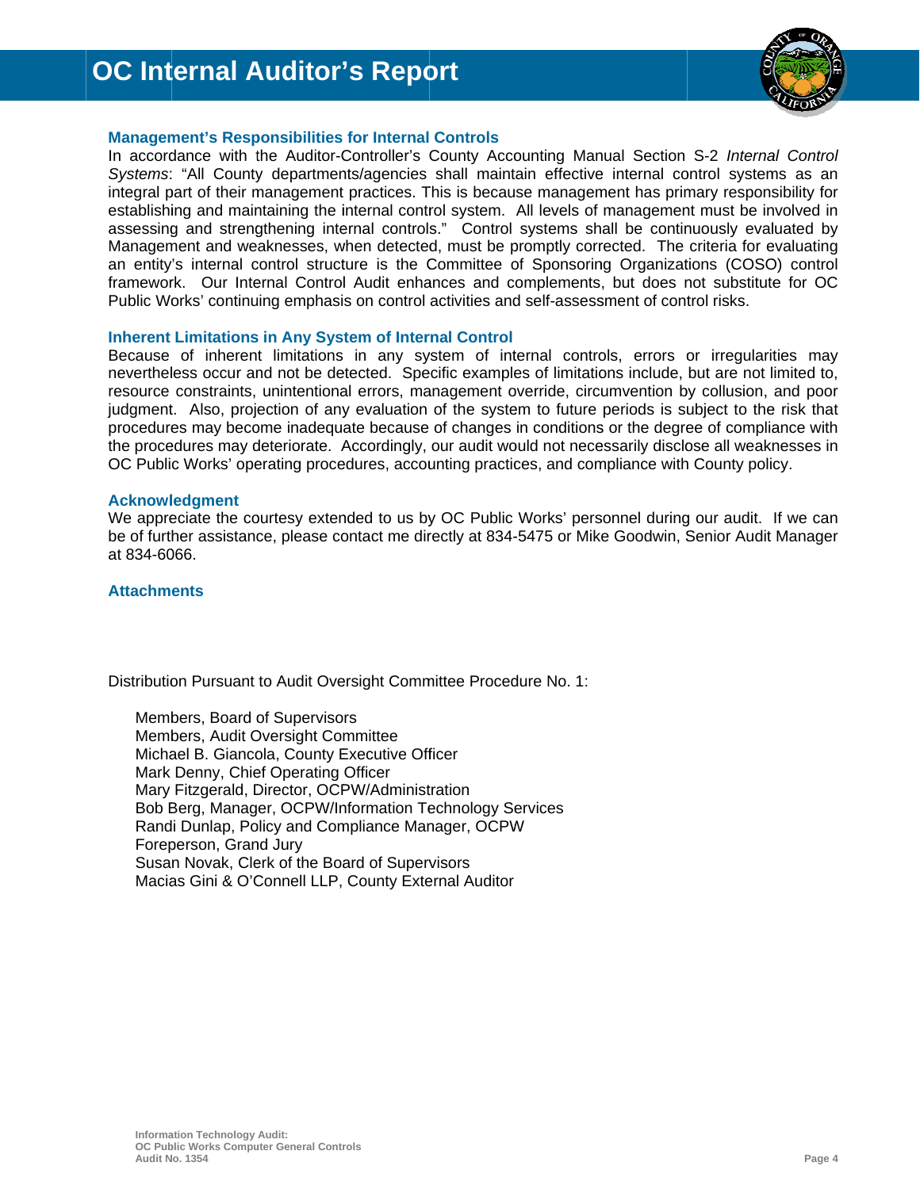### Management's Responsibilities for Internal Controls

In accordance with the Auditor-Controller's County Accounting Manual Section S-2 *Internal Control Systems*: "All County departments/agencies shall maintain effective internal control systems as an integral part of their management practices. This is because management has primary responsibility for establishing and maintaining the internal control system. All levels of management must be involved in assessing and strengthening internal controls." Control systems shall be continuously evaluated by Management and weaknesses, when detected, must be promptly corrected. The criteria for evaluating an entity's internal control structure is the Committee of Sponsoring Organizations (COSO) control framework. Our Internal Control Audit enhances and complements, but does not substitute for OC Public Works' continuing emphasis on control activities and self-assessment of control risks.

### Inherent Limitations in Any System of Internal Control

Because of inherent limitations in any system of internal controls, errors or irregularities may nevertheless occur and not be detected. Specific examples of limitations include, but are not limited to, resource constraints, unintentional errors, management override, circumvention by collusion, and poor judgment. Also, projection of any evaluation of the system to future periods is subject to the risk that procedures may become inadequate because of changes in conditions or the degree of compliance with the procedures may deteriorate. Accordingly, our audit would not necessarily disclose all weaknesses in OC Public Works' operating procedures, accounting practices, and compliance with County policy.

### Acknowledgment

We appreciate the courtesy extended to us by OC Public Works' personnel during our audit. If we can be of further assistance, please contact me directly at 834-5475 or Mike Goodwin, Senior Audit Manager at 834-6066.

### Attachments

Distribution Pursuant to Audit Oversight Committee Procedure No. 1:

- Members, Board of Supervisors
- Members, Audit Oversight Committee
- Michael B. Giancola, County Executive Officer
- Mark Denny, Chief Operating Officer
- Mary Fitzgerald, Director, OCPW/Administration
- Bob Berg, Manager, OCPW/Information Technology Services
- Randi Dunlap, Policy and Compliance Manager, OCPW
- Foreperson, Grand Jury
- Susan Novak, Clerk of the Board of Supervisors
- Macias Gini & O'Connell LLP, County External Auditor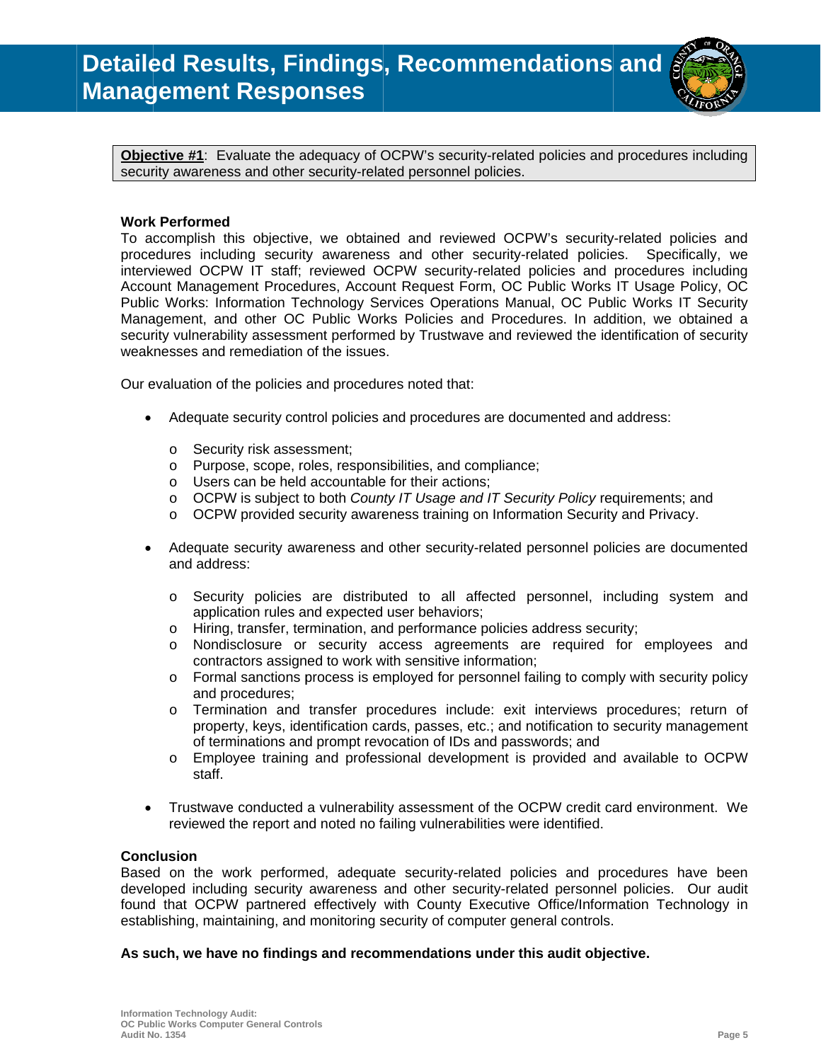# Detailed Results, Findings, Recommendations and Management Responses

**Objective #1**: Evaluate the adequacy of OCPW's security-related policies and procedures including security awareness and other security-related personnel policies.

**Work Performed**

To accomplish this objective, we obtained and reviewed OCPW's security-related policies and procedures including security awareness and other security-related policies. Specifically, we interviewed OCPW IT staff; reviewed OCPW security-related policies and procedures including Account Management Procedures, Account Request Form, OC Public Works IT Usage Policy, OC Public Works: Information Technology Services Operations Manual, OC Public Works IT Security Management, and other OC Public Works Policies and Procedures. In addition, we obtained a security vulnerability assessment performed by Trustwave and reviewed the identification of security weaknesses and remediation of the issues.

Our evaluation of the policies and procedures noted that:

- Adequate security control policies and procedures are documented and address:
  - Security risk assessment;
  - Purpose, scope, roles, responsibilities, and compliance;
  - Users can be held accountable for their actions;
  - OCPW is subject to both *County IT Usage and IT Security Policy* requirements; and
  - OCPW provided security awareness training on Information Security and Privacy.
- Adequate security awareness and other security-related personnel policies are documented and address:
  - Security policies are distributed to all affected personnel, including system and application rules and expected user behaviors;
  - Hiring, transfer, termination, and performance policies address security;
  - Nondisclosure or security access agreements are required for employees and contractors assigned to work with sensitive information;
  - Formal sanctions process is employed for personnel failing to comply with security policy and procedures;
  - Termination and transfer procedures include: exit interviews procedures; return of property, keys, identification cards, passes, etc.; and notification to security management of terminations and prompt revocation of IDs and passwords; and
  - Employee training and professional development is provided and available to OCPW staff.
- Trustwave conducted a vulnerability assessment of the OCPW credit card environment. We reviewed the report and noted no failing vulnerabilities were identified.

**Conclusion**

Based on the work performed, adequate security-related policies and procedures have been developed including security awareness and other security-related personnel policies. Our audit found that OCPW partnered effectively with County Executive Office/Information Technology in establishing, maintaining, and monitoring security of computer general controls.

**As such, we have no findings and recommendations under this audit objective.**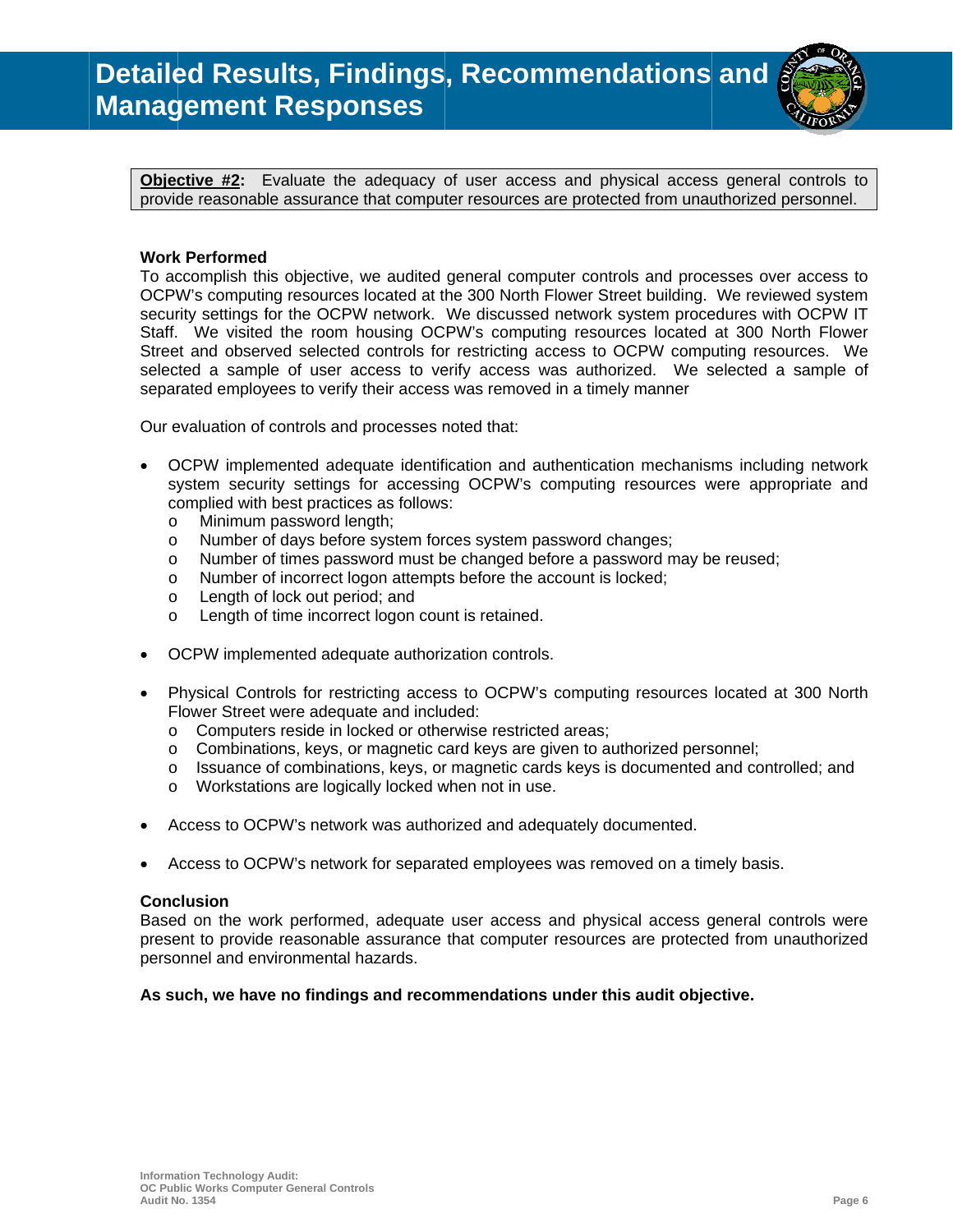# Detailed Results, Findings, Recommendations and Management Responses

**Objective #2:** Evaluate the adequacy of user access and physical access general controls to provide reasonable assurance that computer resources are protected from unauthorized personnel.

**Work Performed**

To accomplish this objective, we audited general computer controls and processes over access to OCPW's computing resources located at the 300 North Flower Street building. We reviewed system security settings for the OCPW network. We discussed network system procedures with OCPW IT Staff. We visited the room housing OCPW's computing resources located at 300 North Flower Street and observed selected controls for restricting access to OCPW computing resources. We selected a sample of user access to verify access was authorized. We selected a sample of separated employees to verify their access was removed in a timely manner

Our evaluation of controls and processes noted that:

- OCPW implemented adequate identification and authentication mechanisms including network system security settings for accessing OCPW's computing resources were appropriate and complied with best practices as follows:
  - Minimum password length;
  - Number of days before system forces system password changes;
  - Number of times password must be changed before a password may be reused;
  - Number of incorrect logon attempts before the account is locked;
  - Length of lock out period; and
  - Length of time incorrect logon count is retained.
- OCPW implemented adequate authorization controls.
- Physical Controls for restricting access to OCPW's computing resources located at 300 North Flower Street were adequate and included:
  - Computers reside in locked or otherwise restricted areas;
  - Combinations, keys, or magnetic card keys are given to authorized personnel;
  - Issuance of combinations, keys, or magnetic cards keys is documented and controlled; and
  - Workstations are logically locked when not in use.
- Access to OCPW's network was authorized and adequately documented.
- Access to OCPW's network for separated employees was removed on a timely basis.

**Conclusion**

Based on the work performed, adequate user access and physical access general controls were present to provide reasonable assurance that computer resources are protected from unauthorized personnel and environmental hazards.

**As such, we have no findings and recommendations under this audit objective.**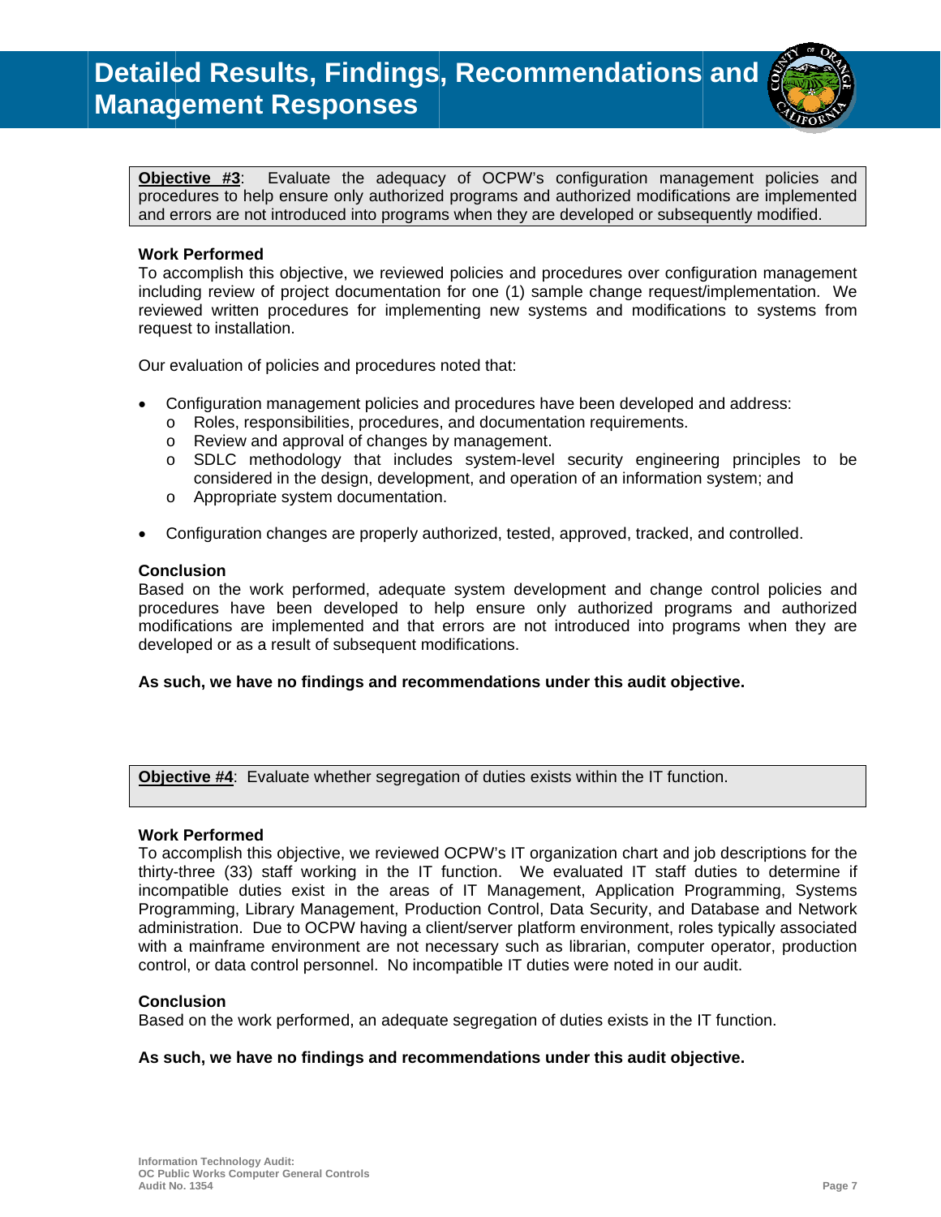# Detailed Results, Findings, Recommendations and Management Responses

**Objective #3**: Evaluate the adequacy of OCPW's configuration management policies and procedures to help ensure only authorized programs and authorized modifications are implemented and errors are not introduced into programs when they are developed or subsequently modified.

### Work Performed

To accomplish this objective, we reviewed policies and procedures over configuration management including review of project documentation for one (1) sample change request/implementation. We reviewed written procedures for implementing new systems and modifications to systems from request to installation.

Our evaluation of policies and procedures noted that:

- Configuration management policies and procedures have been developed and address:
  - Roles, responsibilities, procedures, and documentation requirements.
  - Review and approval of changes by management.
  - SDLC methodology that includes system-level security engineering principles to be considered in the design, development, and operation of an information system; and
  - Appropriate system documentation.
- Configuration changes are properly authorized, tested, approved, tracked, and controlled.

### Conclusion

Based on the work performed, adequate system development and change control policies and procedures have been developed to help ensure only authorized programs and authorized modifications are implemented and that errors are not introduced into programs when they are developed or as a result of subsequent modifications.

**As such, we have no findings and recommendations under this audit objective.**

**Objective #4**: Evaluate whether segregation of duties exists within the IT function.

### Work Performed

To accomplish this objective, we reviewed OCPW's IT organization chart and job descriptions for the thirty-three (33) staff working in the IT function. We evaluated IT staff duties to determine if incompatible duties exist in the areas of IT Management, Application Programming, Systems Programming, Library Management, Production Control, Data Security, and Database and Network administration. Due to OCPW having a client/server platform environment, roles typically associated with a mainframe environment are not necessary such as librarian, computer operator, production control, or data control personnel. No incompatible IT duties were noted in our audit.

### Conclusion

Based on the work performed, an adequate segregation of duties exists in the IT function.

**As such, we have no findings and recommendations under this audit objective.**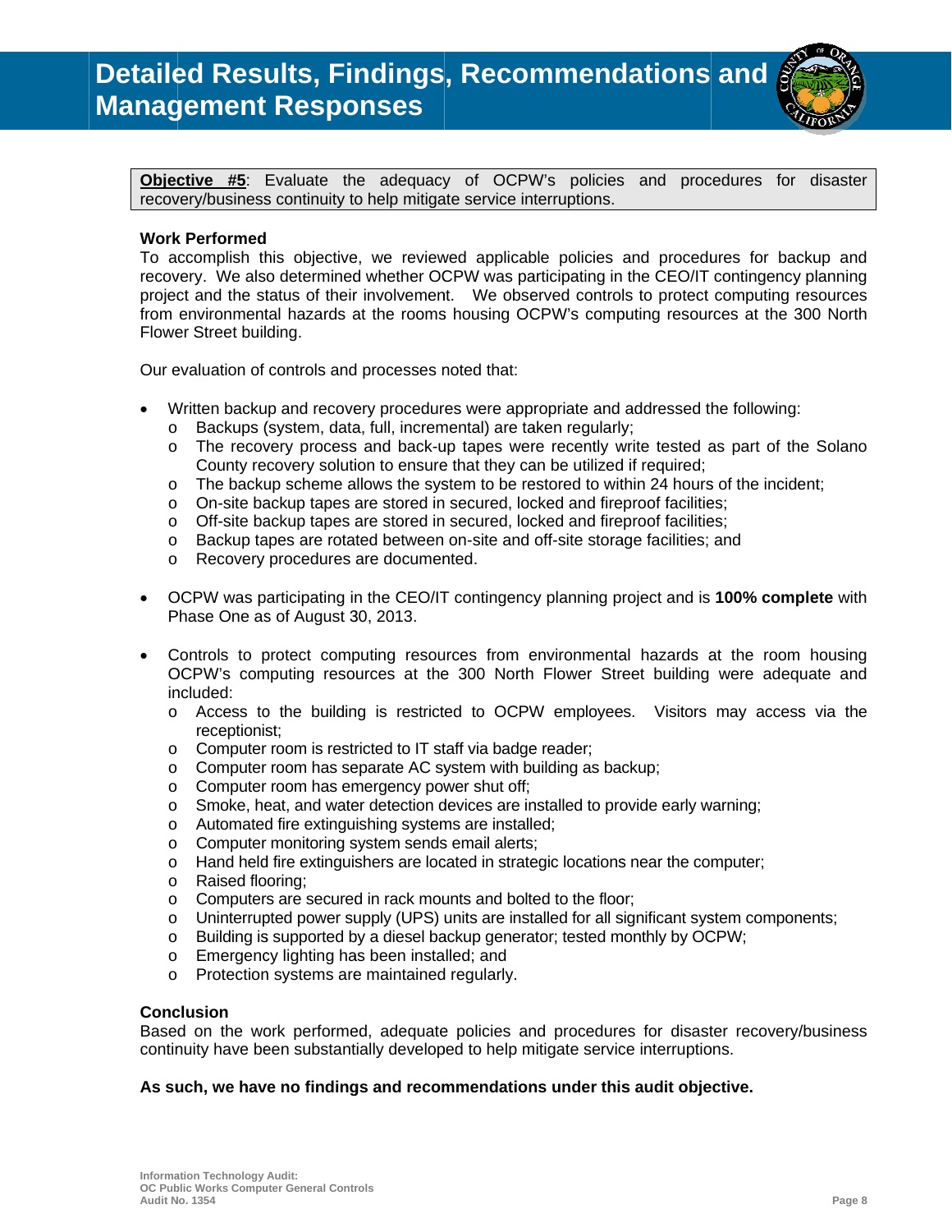# Detailed Results, Findings, Recommendations and Management Responses

**<u>Objective #5</u>**: Evaluate the adequacy of OCPW's policies and procedures for disaster recovery/business continuity to help mitigate service interruptions.

**Work Performed**

To accomplish this objective, we reviewed applicable policies and procedures for backup and recovery. We also determined whether OCPW was participating in the CEO/IT contingency planning project and the status of their involvement. We observed controls to protect computing resources from environmental hazards at the rooms housing OCPW's computing resources at the 300 North Flower Street building.

Our evaluation of controls and processes noted that:

- Written backup and recovery procedures were appropriate and addressed the following:
  - Backups (system, data, full, incremental) are taken regularly;
  - The recovery process and back-up tapes were recently write tested as part of the Solano County recovery solution to ensure that they can be utilized if required;
  - The backup scheme allows the system to be restored to within 24 hours of the incident;
  - On-site backup tapes are stored in secured, locked and fireproof facilities;
  - Off-site backup tapes are stored in secured, locked and fireproof facilities;
  - Backup tapes are rotated between on-site and off-site storage facilities; and
  - Recovery procedures are documented.
- OCPW was participating in the CEO/IT contingency planning project and is **100% complete** with Phase One as of August 30, 2013.
- Controls to protect computing resources from environmental hazards at the room housing OCPW's computing resources at the 300 North Flower Street building were adequate and included:
  - Access to the building is restricted to OCPW employees. Visitors may access via the receptionist;
  - Computer room is restricted to IT staff via badge reader;
  - Computer room has separate AC system with building as backup;
  - Computer room has emergency power shut off;
  - Smoke, heat, and water detection devices are installed to provide early warning;
  - Automated fire extinguishing systems are installed;
  - Computer monitoring system sends email alerts;
  - Hand held fire extinguishers are located in strategic locations near the computer;
  - Raised flooring;
  - Computers are secured in rack mounts and bolted to the floor;
  - Uninterrupted power supply (UPS) units are installed for all significant system components;
  - Building is supported by a diesel backup generator; tested monthly by OCPW;
  - Emergency lighting has been installed; and
  - Protection systems are maintained regularly.

**Conclusion**

Based on the work performed, adequate policies and procedures for disaster recovery/business continuity have been substantially developed to help mitigate service interruptions.

**As such, we have no findings and recommendations under this audit objective.**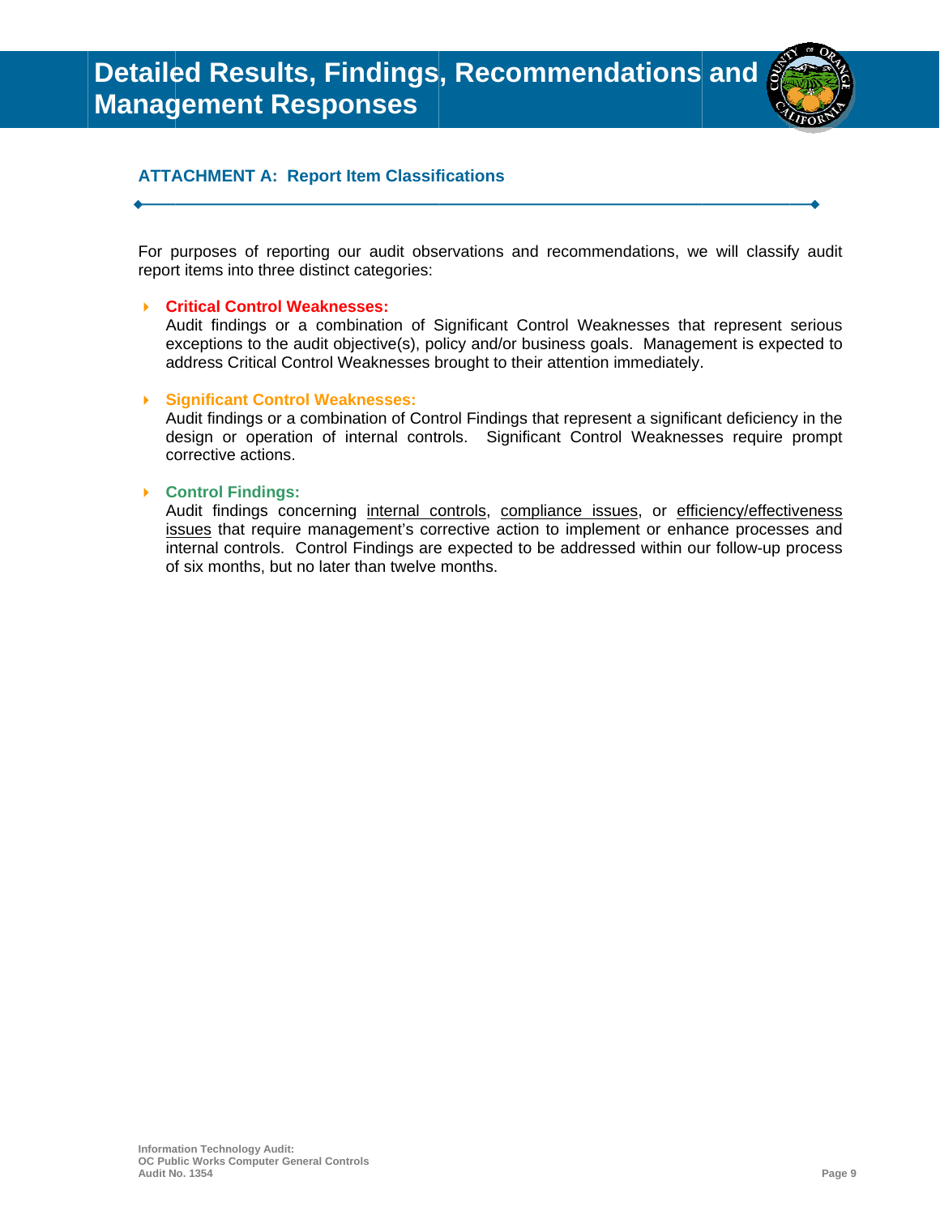# Detailed Results, Findings, Recommendations and Management Responses

## ATTACHMENT A: Report Item Classifications

For purposes of reporting our audit observations and recommendations, we will classify audit report items into three distinct categories:

- **Critical Control Weaknesses:**
  Audit findings or a combination of Significant Control Weaknesses that represent serious exceptions to the audit objective(s), policy and/or business goals. Management is expected to address Critical Control Weaknesses brought to their attention immediately.

- **Significant Control Weaknesses:**
  Audit findings or a combination of Control Findings that represent a significant deficiency in the design or operation of internal controls. Significant Control Weaknesses require prompt corrective actions.

- **Control Findings:**
  Audit findings concerning internal controls, compliance issues, or efficiency/effectiveness issues that require management's corrective action to implement or enhance processes and internal controls. Control Findings are expected to be addressed within our follow-up process of six months, but no later than twelve months.